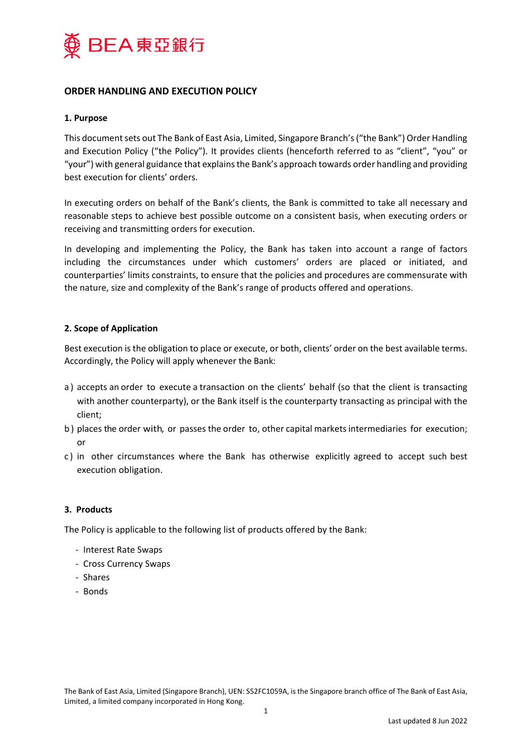# ORDER HANDLING AND EXECUTION POLICY

## 1. Purpose

This document sets out The Bank of East Asia, Limited, Singapore Branch's ("the Bank") Order Handling and Execution Policy ("the Policy"). It provides clients (henceforth referred to as "client", "you" or "your") with general guidance that explains the Bank's approach towards order handling and providing best execution for clients' orders.

In executing orders on behalf of the Bank's clients, the Bank is committed to take all necessary and reasonable steps to achieve best possible outcome on a consistent basis, when executing orders or receiving and transmitting orders for execution.

In developing and implementing the Policy, the Bank has taken into account a range of factors including the circumstances under which customers' orders are placed or initiated, and counterparties' limits constraints, to ensure that the policies and procedures are commensurate with the nature, size and complexity of the Bank's range of products offered and operations.

## 2. Scope of Application

Best execution is the obligation to place or execute, or both, clients' order on the best available terms. Accordingly, the Policy will apply whenever the Bank:

a) accepts an order to execute a transaction on the clients' behalf (so that the client is transacting with another counterparty), or the Bank itself is the counterparty transacting as principal with the client;

b) places the order with, or passes the order to, other capital markets intermediaries for execution; or

c) in other circumstances where the Bank has otherwise explicitly agreed to accept such best execution obligation.

## 3. Products

The Policy is applicable to the following list of products offered by the Bank:

- Interest Rate Swaps
- Cross Currency Swaps
- Shares
- Bonds

The Bank of East Asia, Limited (Singapore Branch), UEN: S52FC1059A, is the Singapore branch office of The Bank of East Asia, Limited, a limited company incorporated in Hong Kong.

Last updated 8 Jun 2022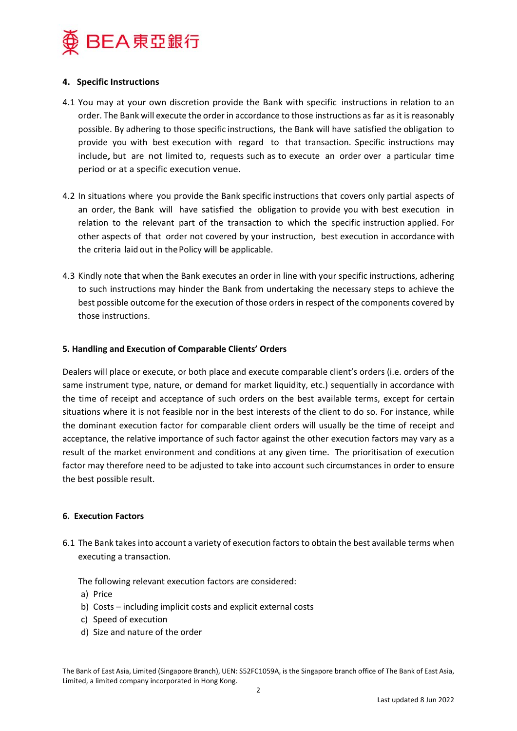## 4. Specific Instructions

4.1 You may at your own discretion provide the Bank with specific instructions in relation to an order. The Bank will execute the order in accordance to those instructions as far as it is reasonably possible. By adhering to those specific instructions, the Bank will have satisfied the obligation to provide you with best execution with regard to that transaction. Specific instructions may include, but are not limited to, requests such as to execute an order over a particular time period or at a specific execution venue.

4.2 In situations where you provide the Bank specific instructions that covers only partial aspects of an order, the Bank will have satisfied the obligation to provide you with best execution in relation to the relevant part of the transaction to which the specific instruction applied. For other aspects of that order not covered by your instruction, best execution in accordance with the criteria laid out in the Policy will be applicable.

4.3 Kindly note that when the Bank executes an order in line with your specific instructions, adhering to such instructions may hinder the Bank from undertaking the necessary steps to achieve the best possible outcome for the execution of those orders in respect of the components covered by those instructions.

## 5. Handling and Execution of Comparable Clients' Orders

Dealers will place or execute, or both place and execute comparable client's orders (i.e. orders of the same instrument type, nature, or demand for market liquidity, etc.) sequentially in accordance with the time of receipt and acceptance of such orders on the best available terms, except for certain situations where it is not feasible nor in the best interests of the client to do so. For instance, while the dominant execution factor for comparable client orders will usually be the time of receipt and acceptance, the relative importance of such factor against the other execution factors may vary as a result of the market environment and conditions at any given time. The prioritisation of execution factor may therefore need to be adjusted to take into account such circumstances in order to ensure the best possible result.

## 6. Execution Factors

6.1 The Bank takes into account a variety of execution factors to obtain the best available terms when executing a transaction.

The following relevant execution factors are considered:

a) Price
b) Costs – including implicit costs and explicit external costs
c) Speed of execution
d) Size and nature of the order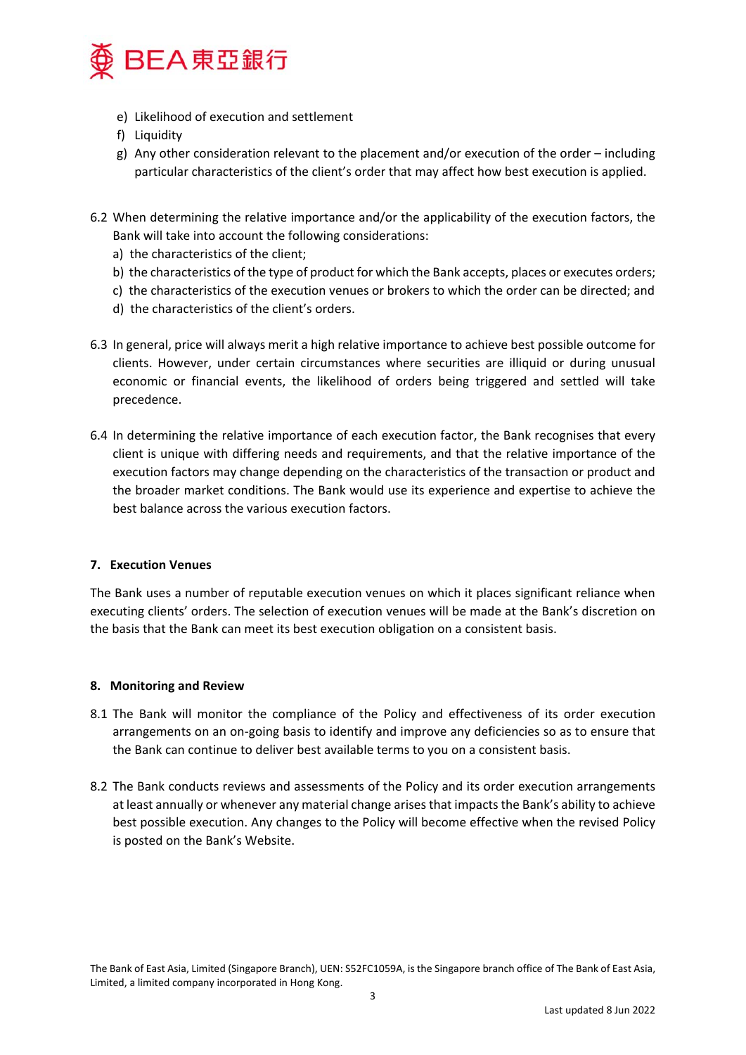e) Likelihood of execution and settlement
f) Liquidity
g) Any other consideration relevant to the placement and/or execution of the order – including particular characteristics of the client's order that may affect how best execution is applied.

6.2 When determining the relative importance and/or the applicability of the execution factors, the Bank will take into account the following considerations:
a) the characteristics of the client;
b) the characteristics of the type of product for which the Bank accepts, places or executes orders;
c) the characteristics of the execution venues or brokers to which the order can be directed; and
d) the characteristics of the client's orders.

6.3 In general, price will always merit a high relative importance to achieve best possible outcome for clients. However, under certain circumstances where securities are illiquid or during unusual economic or financial events, the likelihood of orders being triggered and settled will take precedence.

6.4 In determining the relative importance of each execution factor, the Bank recognises that every client is unique with differing needs and requirements, and that the relative importance of the execution factors may change depending on the characteristics of the transaction or product and the broader market conditions. The Bank would use its experience and expertise to achieve the best balance across the various execution factors.

## 7. Execution Venues

The Bank uses a number of reputable execution venues on which it places significant reliance when executing clients' orders. The selection of execution venues will be made at the Bank's discretion on the basis that the Bank can meet its best execution obligation on a consistent basis.

## 8. Monitoring and Review

8.1 The Bank will monitor the compliance of the Policy and effectiveness of its order execution arrangements on an on-going basis to identify and improve any deficiencies so as to ensure that the Bank can continue to deliver best available terms to you on a consistent basis.

8.2 The Bank conducts reviews and assessments of the Policy and its order execution arrangements at least annually or whenever any material change arises that impacts the Bank's ability to achieve best possible execution. Any changes to the Policy will become effective when the revised Policy is posted on the Bank's Website.